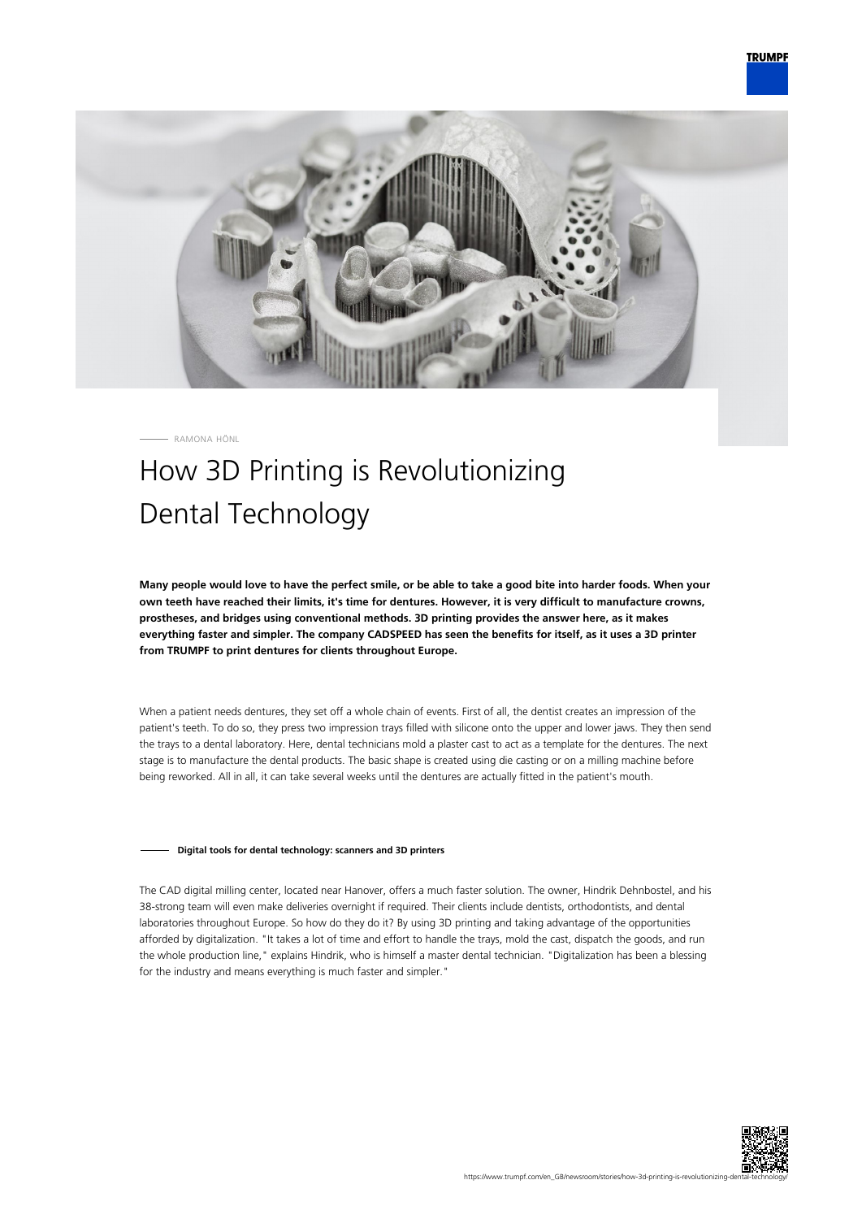RAMONA HÖNL

# How 3D Printing is Revolutionizing Dental Technology

**Many people would love to have the perfect smile, or be able to take a good bite into harder foods. When your own teeth have reached their limits, it's time for dentures. However, it is very difficult to manufacture crowns, prostheses, and bridges using conventional methods. 3D printing provides the answer here, as it makes everything faster and simpler. The company CADSPEED has seen the benefits for itself, as it uses a 3D printer from TRUMPF to print dentures for clients throughout Europe.**

When a patient needs dentures, they set off a whole chain of events. First of all, the dentist creates an impression of the patient's teeth. To do so, they press two impression trays filled with silicone onto the upper and lower jaws. They then send the trays to a dental laboratory. Here, dental technicians mold a plaster cast to act as a template for the dentures. The next stage is to manufacture the dental products. The basic shape is created using die casting or on a milling machine before being reworked. All in all, it can take several weeks until the dentures are actually fitted in the patient's mouth.

## Digital tools for dental technology: scanners and 3D printers

The CAD digital milling center, located near Hanover, offers a much faster solution. The owner, Hindrik Dehnbostel, and his 38-strong team will even make deliveries overnight if required. Their clients include dentists, orthodontists, and dental laboratories throughout Europe. So how do they do it? By using 3D printing and taking advantage of the opportunities afforded by digitalization. "It takes a lot of time and effort to handle the trays, mold the cast, dispatch the goods, and run the whole production line," explains Hindrik, who is himself a master dental technician. "Digitalization has been a blessing for the industry and means everything is much faster and simpler."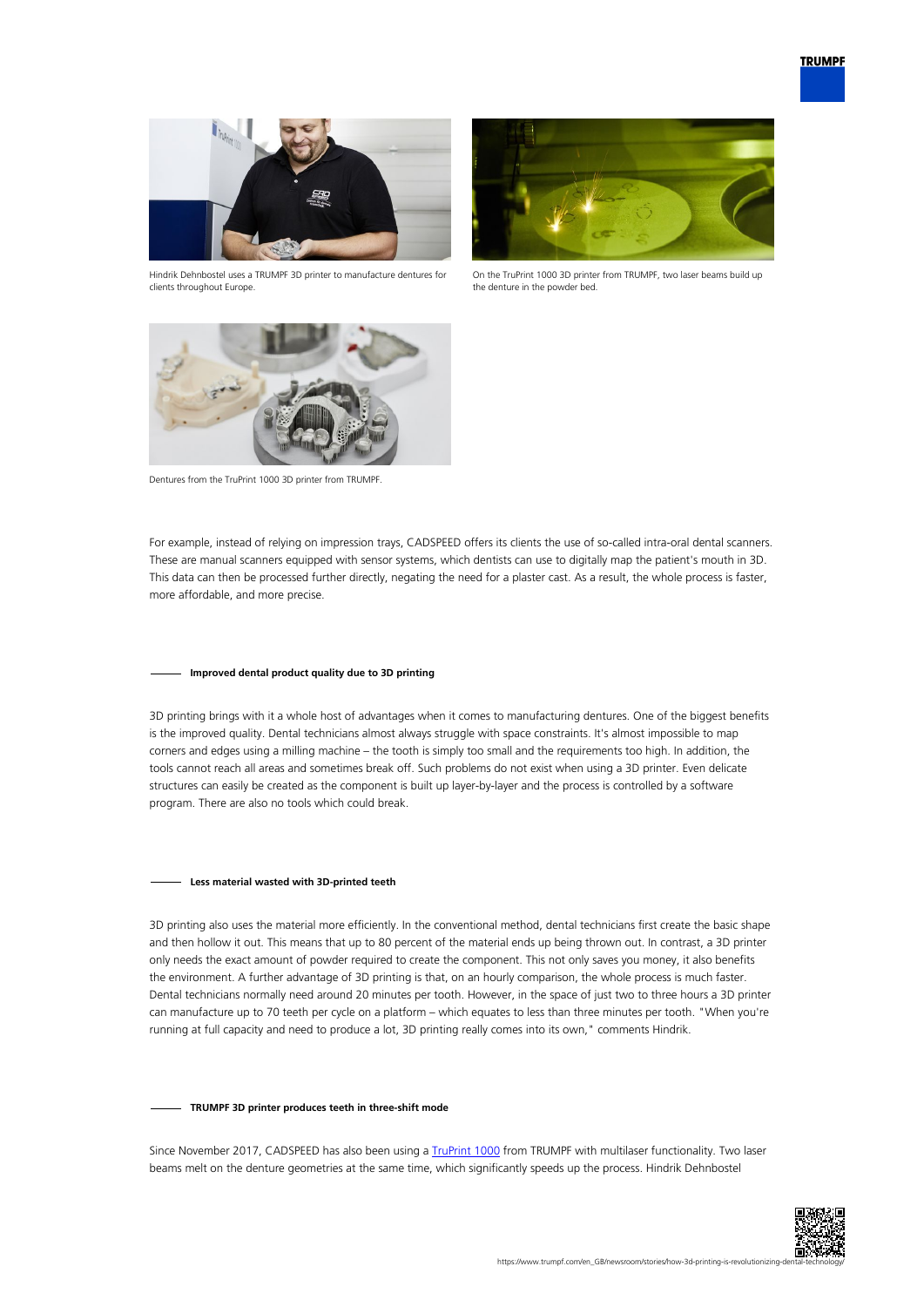Hindrik Dehnbostel uses a TRUMPF 3D printer to manufacture dentures for clients throughout Europe.

On the TruPrint 1000 3D printer from TRUMPF, two laser beams build up the denture in the powder bed.

Dentures from the TruPrint 1000 3D printer from TRUMPF.

For example, instead of relying on impression trays, CADSPEED offers its clients the use of so-called intra-oral dental scanners. These are manual scanners equipped with sensor systems, which dentists can use to digitally map the patient's mouth in 3D. This data can then be processed further directly, negating the need for a plaster cast. As a result, the whole process is faster, more affordable, and more precise.

### Improved dental product quality due to 3D printing

3D printing brings with it a whole host of advantages when it comes to manufacturing dentures. One of the biggest benefits is the improved quality. Dental technicians almost always struggle with space constraints. It's almost impossible to map corners and edges using a milling machine – the tooth is simply too small and the requirements too high. In addition, the tools cannot reach all areas and sometimes break off. Such problems do not exist when using a 3D printer. Even delicate structures can easily be created as the component is built up layer-by-layer and the process is controlled by a software program. There are also no tools which could break.

### Less material wasted with 3D-printed teeth

3D printing also uses the material more efficiently. In the conventional method, dental technicians first create the basic shape and then hollow it out. This means that up to 80 percent of the material ends up being thrown out. In contrast, a 3D printer only needs the exact amount of powder required to create the component. This not only saves you money, it also benefits the environment. A further advantage of 3D printing is that, on an hourly comparison, the whole process is much faster. Dental technicians normally need around 20 minutes per tooth. However, in the space of just two to three hours a 3D printer can manufacture up to 70 teeth per cycle on a platform – which equates to less than three minutes per tooth. "When you're running at full capacity and need to produce a lot, 3D printing really comes into its own," comments Hindrik.

### TRUMPF 3D printer produces teeth in three-shift mode

Since November 2017, CADSPEED has also been using a [TruPrint 1000] from TRUMPF with multilaser functionality. Two laser beams melt on the denture geometries at the same time, which significantly speeds up the process. Hindrik Dehnbostel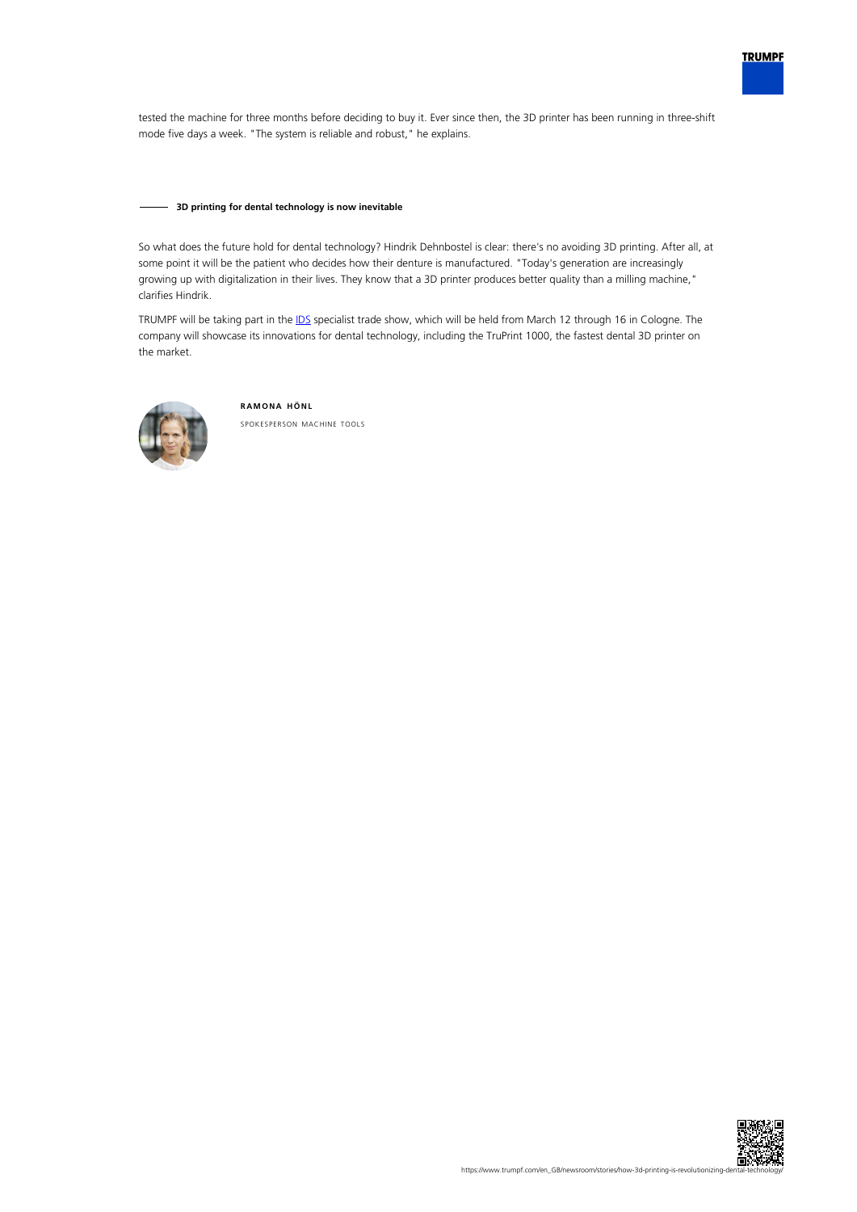tested the machine for three months before deciding to buy it. Ever since then, the 3D printer has been running in three-shift mode five days a week. "The system is reliable and robust," he explains.

## 3D printing for dental technology is now inevitable

So what does the future hold for dental technology? Hindrik Dehnbostel is clear: there's no avoiding 3D printing. After all, at some point it will be the patient who decides how their denture is manufactured. "Today's generation are increasingly growing up with digitalization in their lives. They know that a 3D printer produces better quality than a milling machine," clarifies Hindrik.

TRUMPF will be taking part in the IDS specialist trade show, which will be held from March 12 through 16 in Cologne. The company will showcase its innovations for dental technology, including the TruPrint 1000, the fastest dental 3D printer on the market.

**RAMONA HÖNL**

SPOKESPERSON MACHINE TOOLS